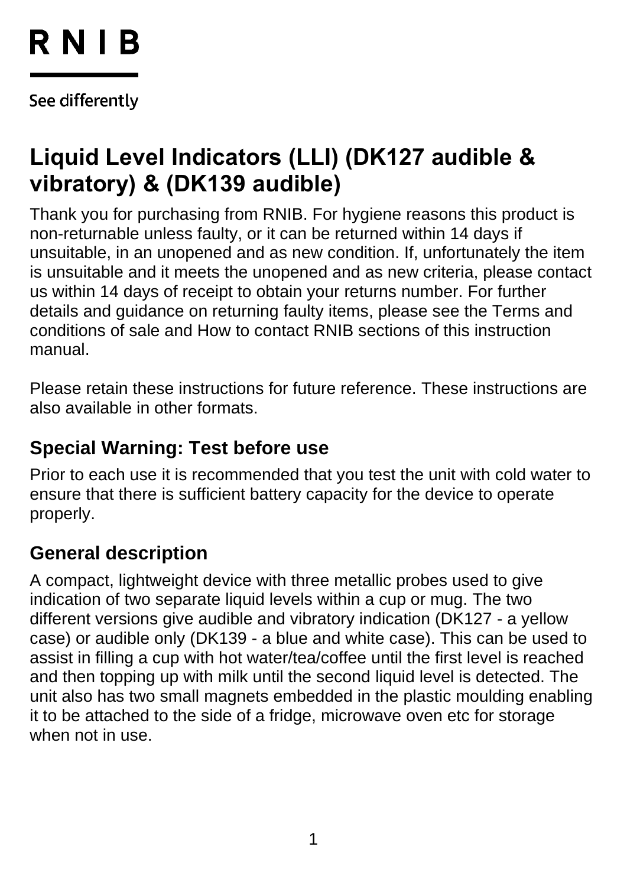RNIB

See differently

# Liquid Level Indicators (LLI) (DK127 audible & vibratory) & (DK139 audible)

Thank you for purchasing from RNIB. For hygiene reasons this product is non-returnable unless faulty, or it can be returned within 14 days if unsuitable, in an unopened and as new condition. If, unfortunately the item is unsuitable and it meets the unopened and as new criteria, please contact us within 14 days of receipt to obtain your returns number. For further details and guidance on returning faulty items, please see the Terms and conditions of sale and How to contact RNIB sections of this instruction manual.

Please retain these instructions for future reference. These instructions are also available in other formats.

## Special Warning: Test before use

Prior to each use it is recommended that you test the unit with cold water to ensure that there is sufficient battery capacity for the device to operate properly.

## General description

A compact, lightweight device with three metallic probes used to give indication of two separate liquid levels within a cup or mug. The two different versions give audible and vibratory indication (DK127 - a yellow case) or audible only (DK139 - a blue and white case). This can be used to assist in filling a cup with hot water/tea/coffee until the first level is reached and then topping up with milk until the second liquid level is detected. The unit also has two small magnets embedded in the plastic moulding enabling it to be attached to the side of a fridge, microwave oven etc for storage when not in use.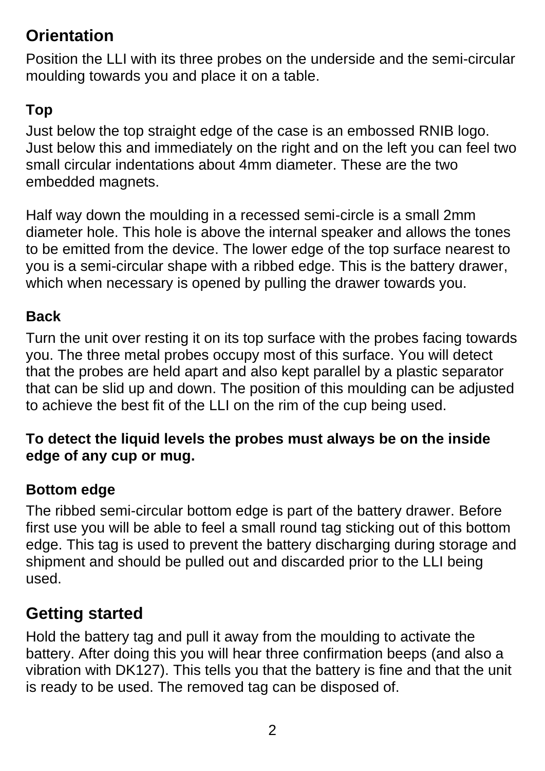## Orientation

Position the LLI with its three probes on the underside and the semi-circular moulding towards you and place it on a table.

### Top

Just below the top straight edge of the case is an embossed RNIB logo. Just below this and immediately on the right and on the left you can feel two small circular indentations about 4mm diameter. These are the two embedded magnets.

Half way down the moulding in a recessed semi-circle is a small 2mm diameter hole. This hole is above the internal speaker and allows the tones to be emitted from the device. The lower edge of the top surface nearest to you is a semi-circular shape with a ribbed edge. This is the battery drawer, which when necessary is opened by pulling the drawer towards you.

### Back

Turn the unit over resting it on its top surface with the probes facing towards you. The three metal probes occupy most of this surface. You will detect that the probes are held apart and also kept parallel by a plastic separator that can be slid up and down. The position of this moulding can be adjusted to achieve the best fit of the LLI on the rim of the cup being used.

**To detect the liquid levels the probes must always be on the inside edge of any cup or mug.**

### Bottom edge

The ribbed semi-circular bottom edge is part of the battery drawer. Before first use you will be able to feel a small round tag sticking out of this bottom edge. This tag is used to prevent the battery discharging during storage and shipment and should be pulled out and discarded prior to the LLI being used.

## Getting started

Hold the battery tag and pull it away from the moulding to activate the battery. After doing this you will hear three confirmation beeps (and also a vibration with DK127). This tells you that the battery is fine and that the unit is ready to be used. The removed tag can be disposed of.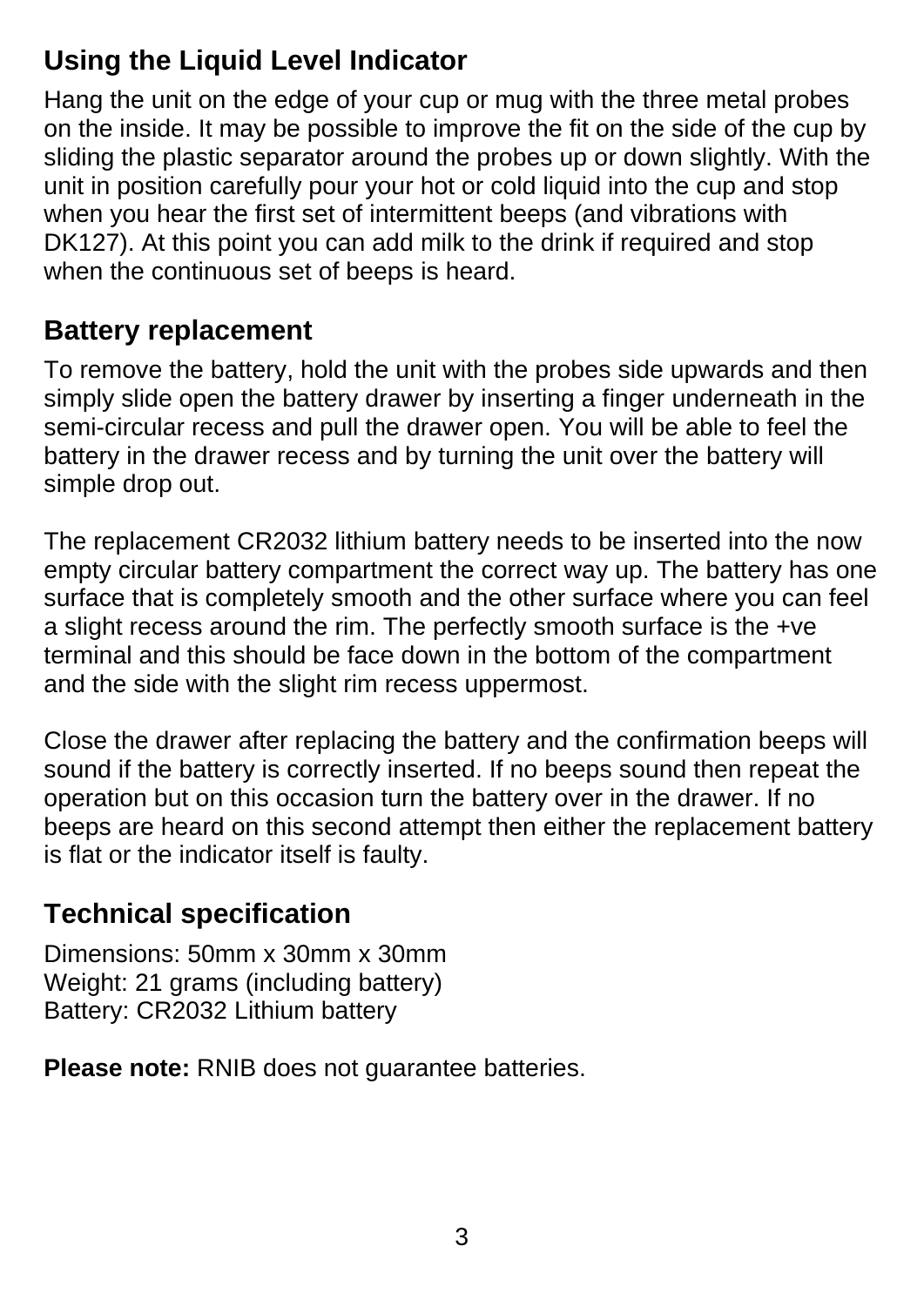## Using the Liquid Level Indicator

Hang the unit on the edge of your cup or mug with the three metal probes on the inside. It may be possible to improve the fit on the side of the cup by sliding the plastic separator around the probes up or down slightly. With the unit in position carefully pour your hot or cold liquid into the cup and stop when you hear the first set of intermittent beeps (and vibrations with DK127). At this point you can add milk to the drink if required and stop when the continuous set of beeps is heard.

## Battery replacement

To remove the battery, hold the unit with the probes side upwards and then simply slide open the battery drawer by inserting a finger underneath in the semi-circular recess and pull the drawer open. You will be able to feel the battery in the drawer recess and by turning the unit over the battery will simple drop out.

The replacement CR2032 lithium battery needs to be inserted into the now empty circular battery compartment the correct way up. The battery has one surface that is completely smooth and the other surface where you can feel a slight recess around the rim. The perfectly smooth surface is the +ve terminal and this should be face down in the bottom of the compartment and the side with the slight rim recess uppermost.

Close the drawer after replacing the battery and the confirmation beeps will sound if the battery is correctly inserted. If no beeps sound then repeat the operation but on this occasion turn the battery over in the drawer. If no beeps are heard on this second attempt then either the replacement battery is flat or the indicator itself is faulty.

## Technical specification

Dimensions: 50mm x 30mm x 30mm
Weight: 21 grams (including battery)
Battery: CR2032 Lithium battery

**Please note:** RNIB does not guarantee batteries.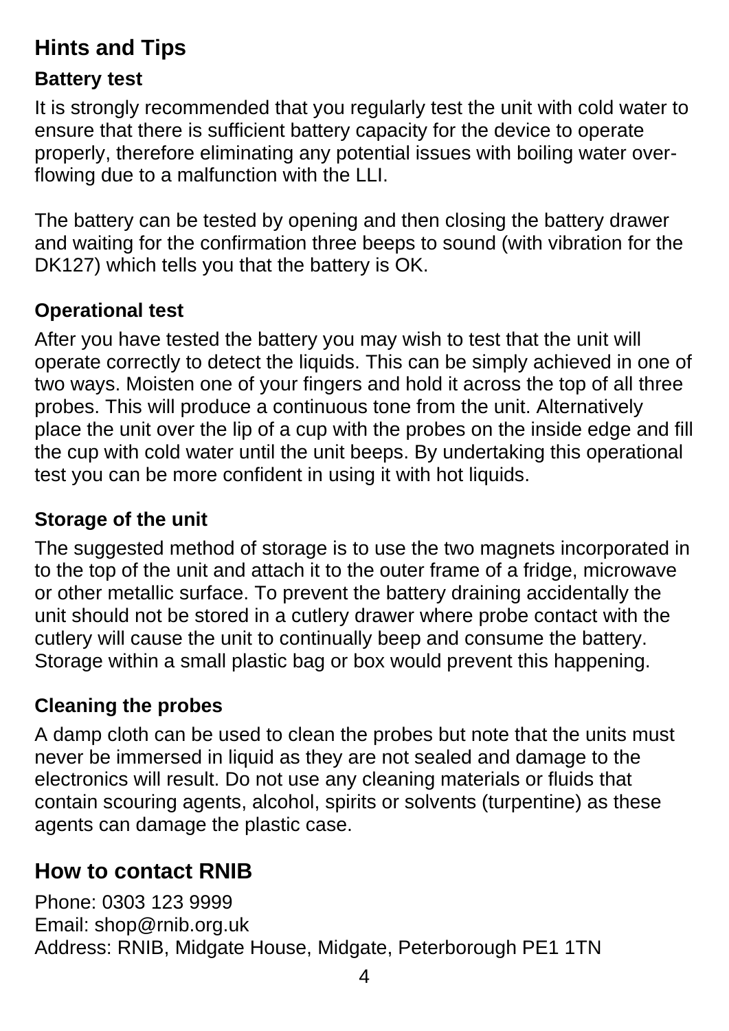## Hints and Tips

### Battery test

It is strongly recommended that you regularly test the unit with cold water to ensure that there is sufficient battery capacity for the device to operate properly, therefore eliminating any potential issues with boiling water over-flowing due to a malfunction with the LLI.

The battery can be tested by opening and then closing the battery drawer and waiting for the confirmation three beeps to sound (with vibration for the DK127) which tells you that the battery is OK.

### Operational test

After you have tested the battery you may wish to test that the unit will operate correctly to detect the liquids. This can be simply achieved in one of two ways. Moisten one of your fingers and hold it across the top of all three probes. This will produce a continuous tone from the unit. Alternatively place the unit over the lip of a cup with the probes on the inside edge and fill the cup with cold water until the unit beeps. By undertaking this operational test you can be more confident in using it with hot liquids.

### Storage of the unit

The suggested method of storage is to use the two magnets incorporated in to the top of the unit and attach it to the outer frame of a fridge, microwave or other metallic surface. To prevent the battery draining accidentally the unit should not be stored in a cutlery drawer where probe contact with the cutlery will cause the unit to continually beep and consume the battery. Storage within a small plastic bag or box would prevent this happening.

### Cleaning the probes

A damp cloth can be used to clean the probes but note that the units must never be immersed in liquid as they are not sealed and damage to the electronics will result. Do not use any cleaning materials or fluids that contain scouring agents, alcohol, spirits or solvents (turpentine) as these agents can damage the plastic case.

## How to contact RNIB

Phone: 0303 123 9999
Email: shop@rnib.org.uk
Address: RNIB, Midgate House, Midgate, Peterborough PE1 1TN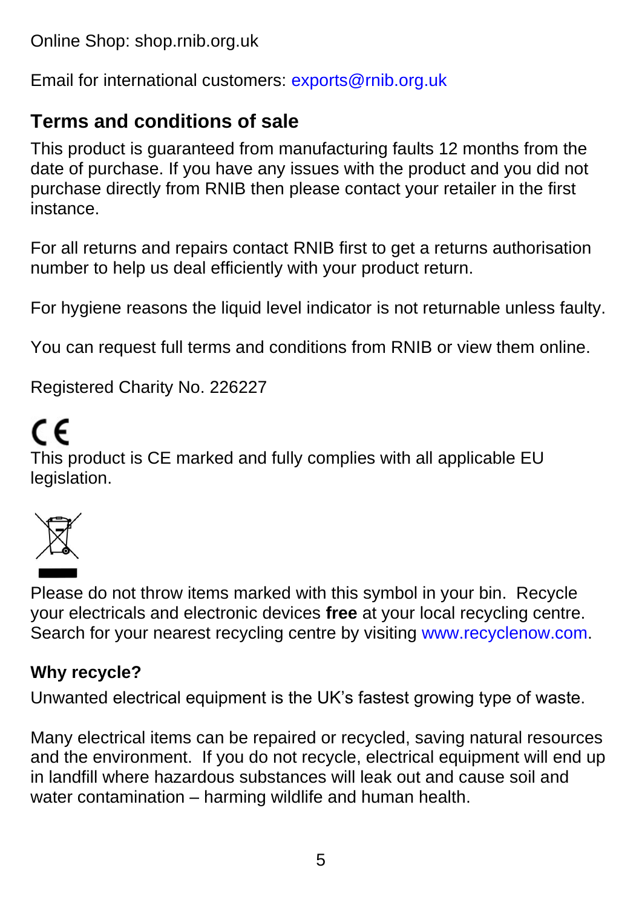Online Shop: shop.rnib.org.uk

Email for international customers: exports@rnib.org.uk

## Terms and conditions of sale

This product is guaranteed from manufacturing faults 12 months from the date of purchase. If you have any issues with the product and you did not purchase directly from RNIB then please contact your retailer in the first instance.

For all returns and repairs contact RNIB first to get a returns authorisation number to help us deal efficiently with your product return.

For hygiene reasons the liquid level indicator is not returnable unless faulty.

You can request full terms and conditions from RNIB or view them online.

Registered Charity No. 226227

CE

This product is CE marked and fully complies with all applicable EU legislation.

Please do not throw items marked with this symbol in your bin. Recycle your electricals and electronic devices **free** at your local recycling centre. Search for your nearest recycling centre by visiting www.recyclenow.com.

### Why recycle?

Unwanted electrical equipment is the UK's fastest growing type of waste.

Many electrical items can be repaired or recycled, saving natural resources and the environment. If you do not recycle, electrical equipment will end up in landfill where hazardous substances will leak out and cause soil and water contamination – harming wildlife and human health.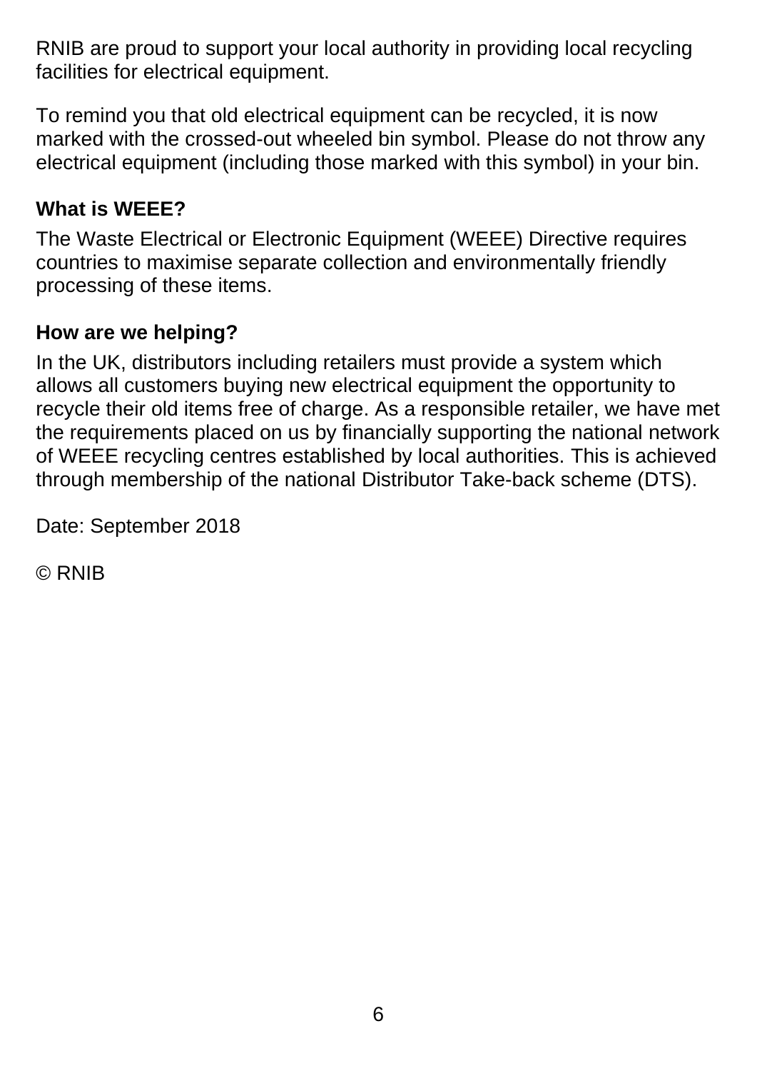RNIB are proud to support your local authority in providing local recycling facilities for electrical equipment.

To remind you that old electrical equipment can be recycled, it is now marked with the crossed-out wheeled bin symbol. Please do not throw any electrical equipment (including those marked with this symbol) in your bin.

**What is WEEE?**

The Waste Electrical or Electronic Equipment (WEEE) Directive requires countries to maximise separate collection and environmentally friendly processing of these items.

**How are we helping?**

In the UK, distributors including retailers must provide a system which allows all customers buying new electrical equipment the opportunity to recycle their old items free of charge. As a responsible retailer, we have met the requirements placed on us by financially supporting the national network of WEEE recycling centres established by local authorities. This is achieved through membership of the national Distributor Take-back scheme (DTS).

Date: September 2018

© RNIB